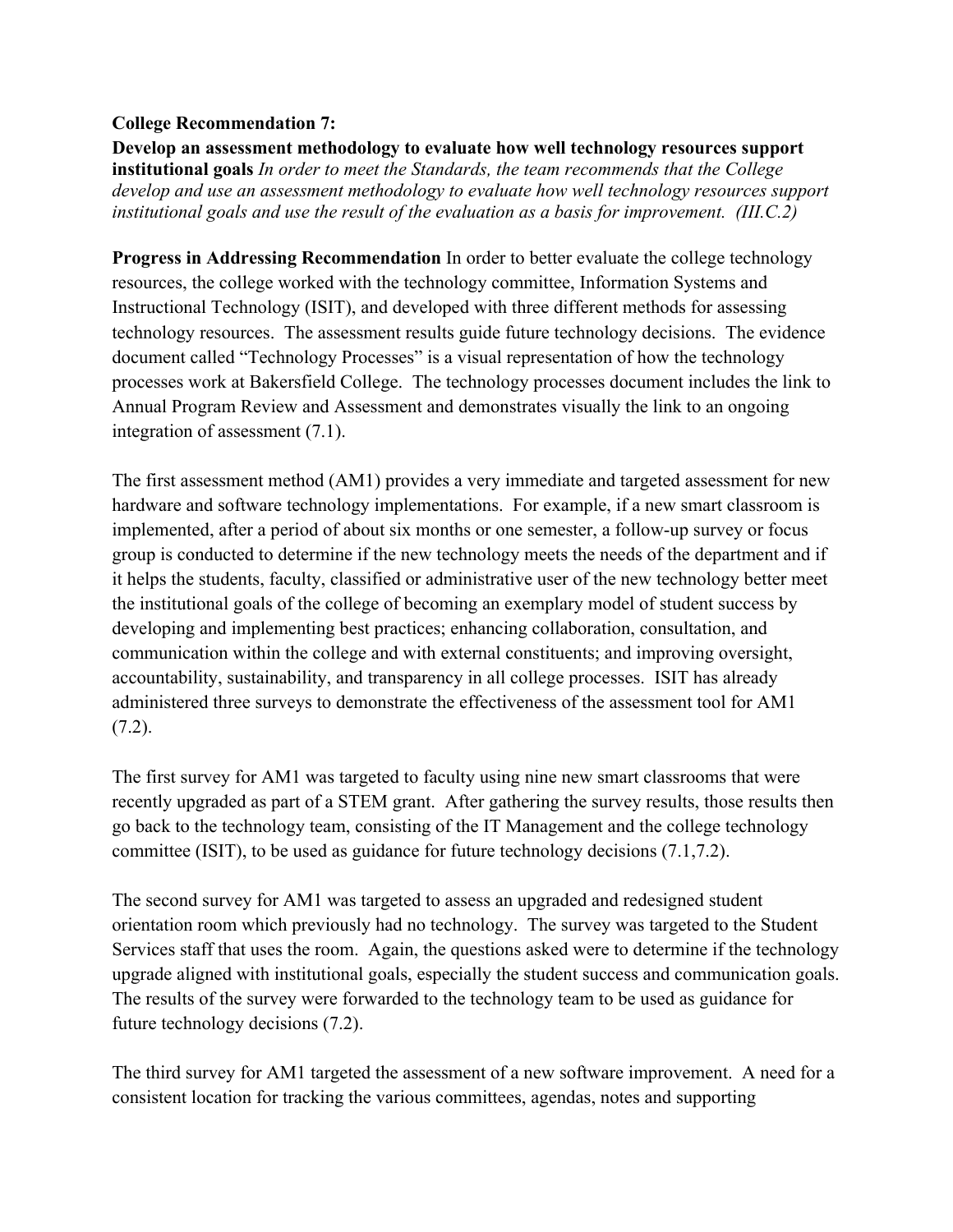**College Recommendation 7:**

**Develop an assessment methodology to evaluate how well technology resources support institutional goals** *In order to meet the Standards, the team recommends that the College develop and use an assessment methodology to evaluate how well technology resources support institutional goals and use the result of the evaluation as a basis for improvement. (III.C.2)*

**Progress in Addressing Recommendation** In order to better evaluate the college technology resources, the college worked with the technology committee, Information Systems and Instructional Technology (ISIT), and developed with three different methods for assessing technology resources. The assessment results guide future technology decisions. The evidence document called "Technology Processes" is a visual representation of how the technology processes work at Bakersfield College. The technology processes document includes the link to Annual Program Review and Assessment and demonstrates visually the link to an ongoing integration of assessment (7.1).

The first assessment method (AM1) provides a very immediate and targeted assessment for new hardware and software technology implementations. For example, if a new smart classroom is implemented, after a period of about six months or one semester, a follow-up survey or focus group is conducted to determine if the new technology meets the needs of the department and if it helps the students, faculty, classified or administrative user of the new technology better meet the institutional goals of the college of becoming an exemplary model of student success by developing and implementing best practices; enhancing collaboration, consultation, and communication within the college and with external constituents; and improving oversight, accountability, sustainability, and transparency in all college processes. ISIT has already administered three surveys to demonstrate the effectiveness of the assessment tool for AM1 (7.2).

The first survey for AM1 was targeted to faculty using nine new smart classrooms that were recently upgraded as part of a STEM grant. After gathering the survey results, those results then go back to the technology team, consisting of the IT Management and the college technology committee (ISIT), to be used as guidance for future technology decisions (7.1,7.2).

The second survey for AM1 was targeted to assess an upgraded and redesigned student orientation room which previously had no technology. The survey was targeted to the Student Services staff that uses the room. Again, the questions asked were to determine if the technology upgrade aligned with institutional goals, especially the student success and communication goals. The results of the survey were forwarded to the technology team to be used as guidance for future technology decisions (7.2).

The third survey for AM1 targeted the assessment of a new software improvement. A need for a consistent location for tracking the various committees, agendas, notes and supporting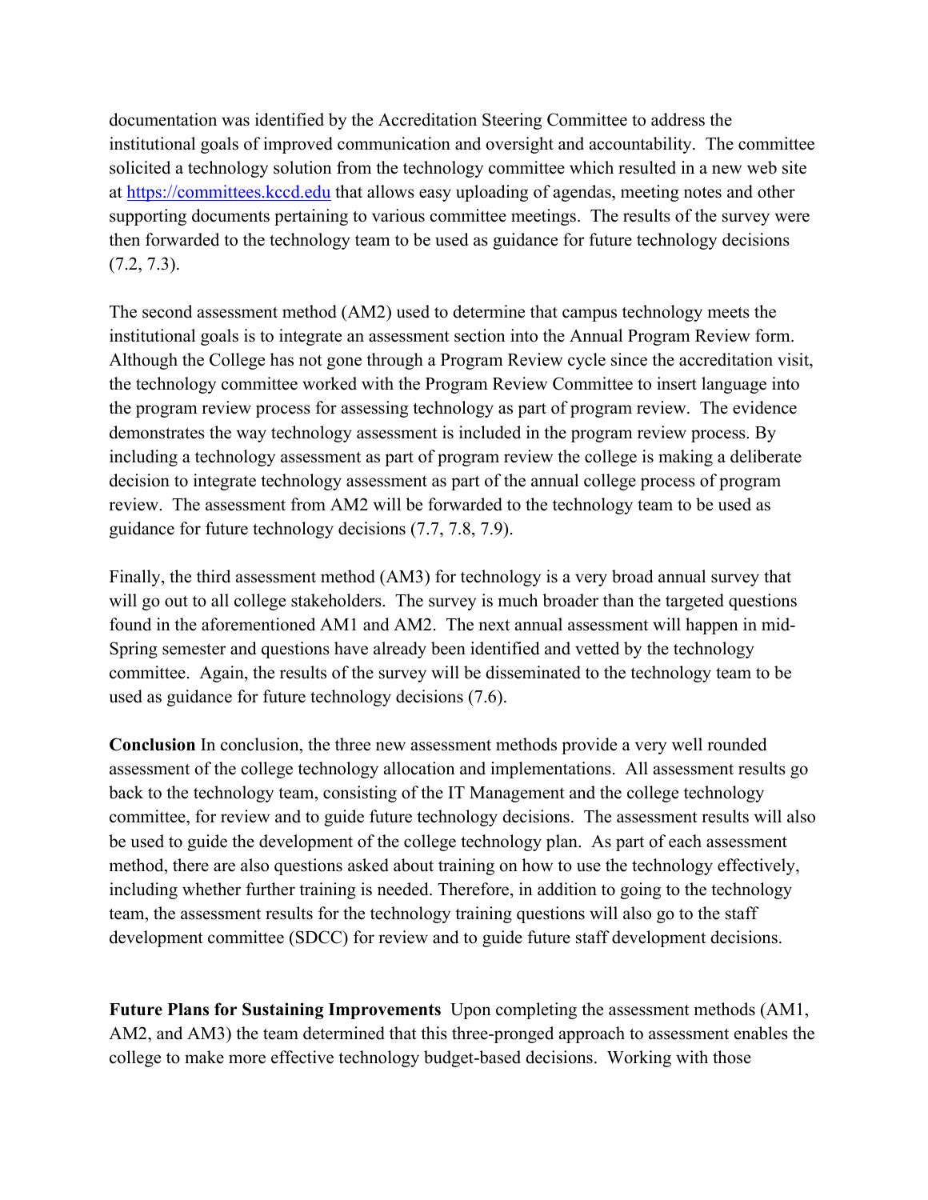documentation was identified by the Accreditation Steering Committee to address the institutional goals of improved communication and oversight and accountability. The committee solicited a technology solution from the technology committee which resulted in a new web site at [https://committees.kccd.edu](https://committees.kccd.edu) that allows easy uploading of agendas, meeting notes and other supporting documents pertaining to various committee meetings. The results of the survey were then forwarded to the technology team to be used as guidance for future technology decisions (7.2, 7.3).

The second assessment method (AM2) used to determine that campus technology meets the institutional goals is to integrate an assessment section into the Annual Program Review form. Although the College has not gone through a Program Review cycle since the accreditation visit, the technology committee worked with the Program Review Committee to insert language into the program review process for assessing technology as part of program review. The evidence demonstrates the way technology assessment is included in the program review process. By including a technology assessment as part of program review the college is making a deliberate decision to integrate technology assessment as part of the annual college process of program review. The assessment from AM2 will be forwarded to the technology team to be used as guidance for future technology decisions (7.7, 7.8, 7.9).

Finally, the third assessment method (AM3) for technology is a very broad annual survey that will go out to all college stakeholders. The survey is much broader than the targeted questions found in the aforementioned AM1 and AM2. The next annual assessment will happen in mid-Spring semester and questions have already been identified and vetted by the technology committee. Again, the results of the survey will be disseminated to the technology team to be used as guidance for future technology decisions (7.6).

**Conclusion** In conclusion, the three new assessment methods provide a very well rounded assessment of the college technology allocation and implementations. All assessment results go back to the technology team, consisting of the IT Management and the college technology committee, for review and to guide future technology decisions. The assessment results will also be used to guide the development of the college technology plan. As part of each assessment method, there are also questions asked about training on how to use the technology effectively, including whether further training is needed. Therefore, in addition to going to the technology team, the assessment results for the technology training questions will also go to the staff development committee (SDCC) for review and to guide future staff development decisions.

**Future Plans for Sustaining Improvements** Upon completing the assessment methods (AM1, AM2, and AM3) the team determined that this three-pronged approach to assessment enables the college to make more effective technology budget-based decisions. Working with those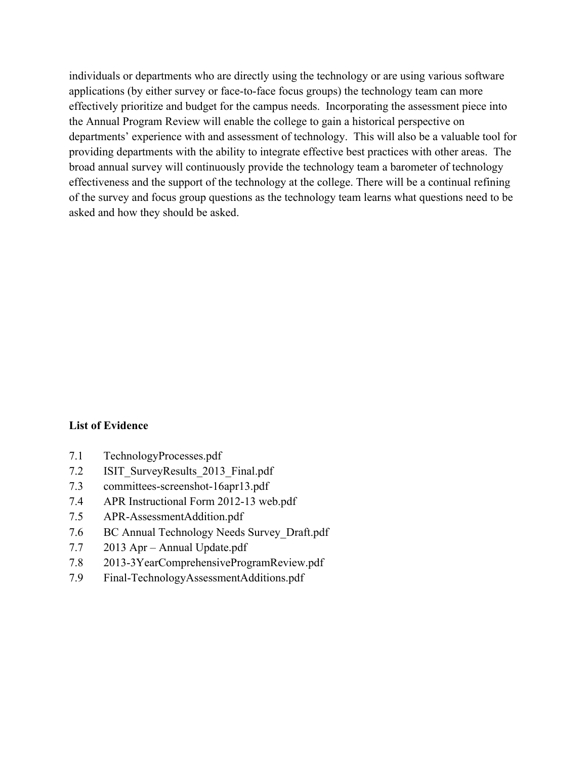individuals or departments who are directly using the technology or are using various software applications (by either survey or face-to-face focus groups) the technology team can more effectively prioritize and budget for the campus needs. Incorporating the assessment piece into the Annual Program Review will enable the college to gain a historical perspective on departments' experience with and assessment of technology. This will also be a valuable tool for providing departments with the ability to integrate effective best practices with other areas. The broad annual survey will continuously provide the technology team a barometer of technology effectiveness and the support of the technology at the college. There will be a continual refining of the survey and focus group questions as the technology team learns what questions need to be asked and how they should be asked.

**List of Evidence**

- 7.1 TechnologyProcesses.pdf
- 7.2 ISIT_SurveyResults_2013_Final.pdf
- 7.3 committees-screenshot-16apr13.pdf
- 7.4 APR Instructional Form 2012-13 web.pdf
- 7.5 APR-AssessmentAddition.pdf
- 7.6 BC Annual Technology Needs Survey_Draft.pdf
- 7.7 2013 Apr – Annual Update.pdf
- 7.8 2013-3YearComprehensiveProgramReview.pdf
- 7.9 Final-TechnologyAssessmentAdditions.pdf